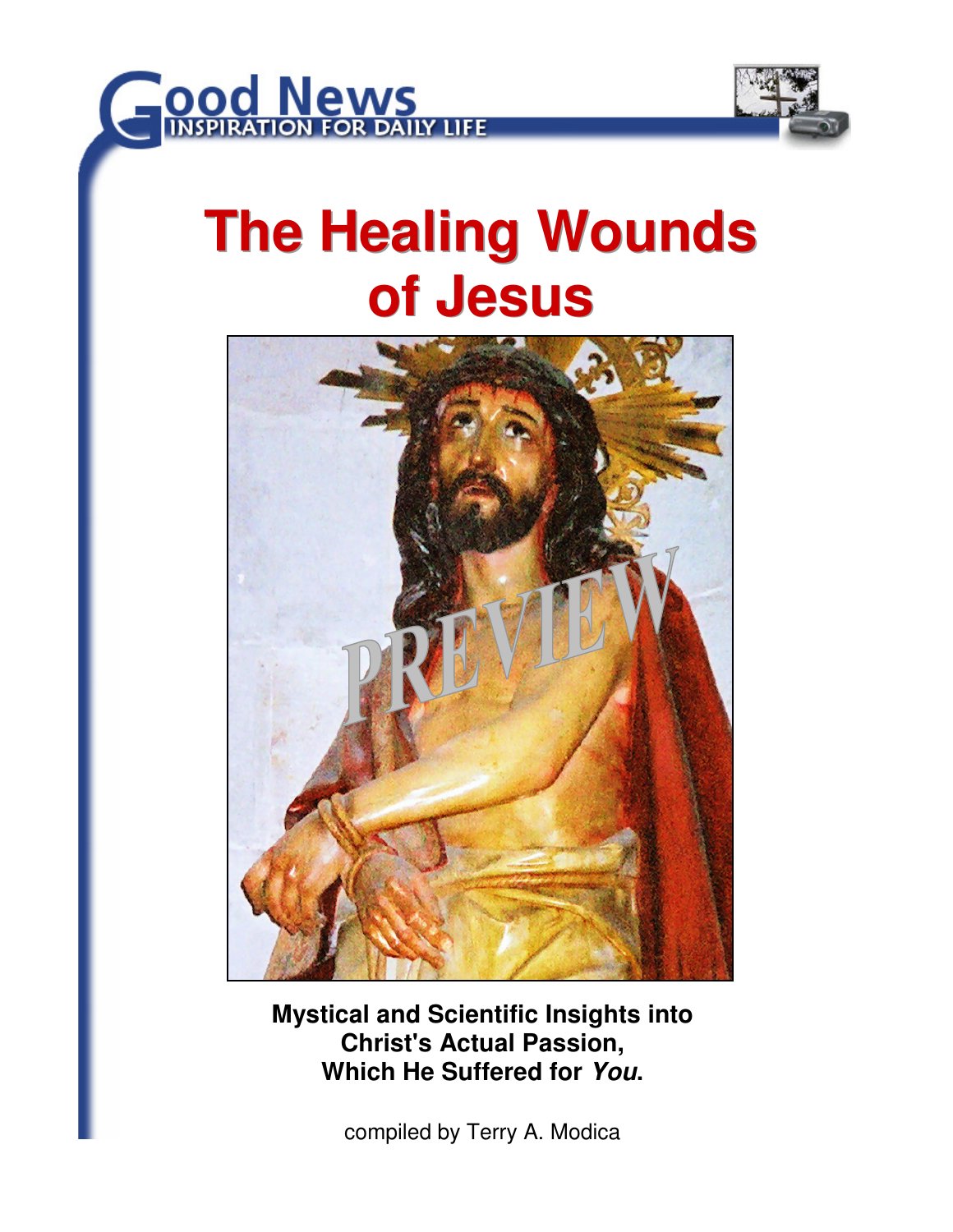Good News

INSPIRATION FOR DAILY LIFE

# The Healing Wounds of Jesus

**Mystical and Scientific Insights into Christ's Actual Passion, Which He Suffered for *You*.**

compiled by Terry A. Modica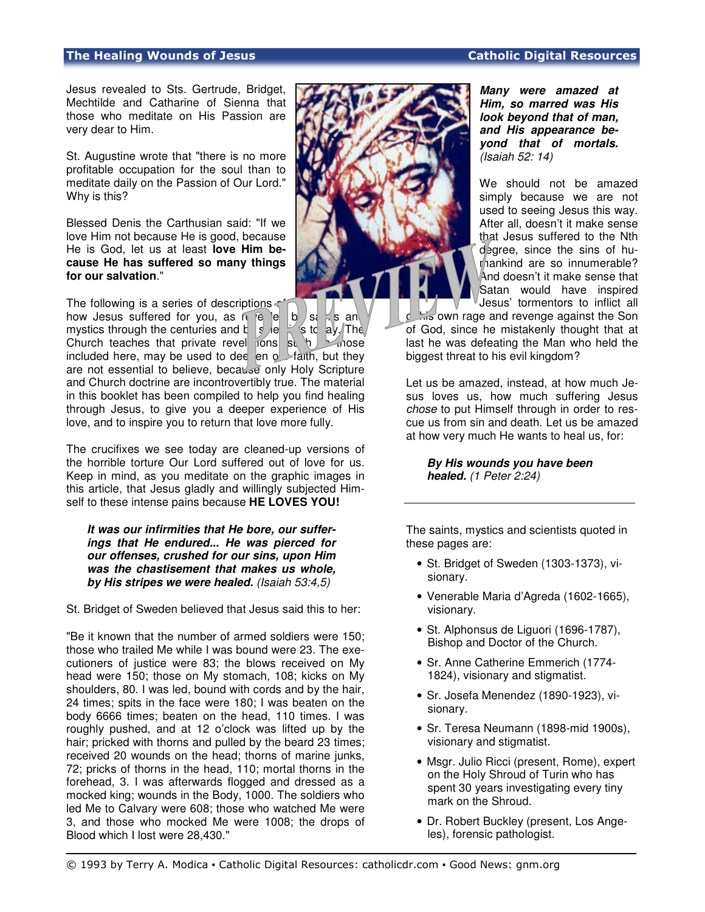Jesus revealed to Sts. Gertrude, Bridget, Mechtilde and Catharine of Sienna that those who meditate on His Passion are very dear to Him.

St. Augustine wrote that "there is no more profitable occupation for the soul than to meditate daily on the Passion of Our Lord." Why is this?

Blessed Denis the Carthusian said: "If we love Him not because He is good, because He is God, let us at least **love Him because He has suffered so many things for our salvation**."

The following is a series of descriptions of how Jesus suffered for you, as revealed by saints and mystics through the centuries and by scientists today. The Church teaches that private revelations such as those included here, may be used to deepen our faith, but they are not essential to believe, because only Holy Scripture and Church doctrine are incontrovertibly true. The material in this booklet has been compiled to help you find healing through Jesus, to give you a deeper experience of His love, and to inspire you to return that love more fully.

The crucifixes we see today are cleaned-up versions of the horrible torture Our Lord suffered out of love for us. Keep in mind, as you meditate on the graphic images in this article, that Jesus gladly and willingly subjected Himself to these intense pains because **HE LOVES YOU!**

> ***It was our infirmities that He bore, our sufferings that He endured... He was pierced for our offenses, crushed for our sins, upon Him was the chastisement that makes us whole, by His stripes we were healed.*** *(Isaiah 53:4,5)*

St. Bridget of Sweden believed that Jesus said this to her:

"Be it known that the number of armed soldiers were 150; those who trailed Me while I was bound were 23. The executioners of justice were 83; the blows received on My head were 150; those on My stomach, 108; kicks on My shoulders, 80. I was led, bound with cords and by the hair, 24 times; spits in the face were 180; I was beaten on the body 6666 times; beaten on the head, 110 times. I was roughly pushed, and at 12 o'clock was lifted up by the hair; pricked with thorns and pulled by the beard 23 times; received 20 wounds on the head; thorns of marine junks, 72; pricks of thorns in the head, 110; mortal thorns in the forehead, 3. I was afterwards flogged and dressed as a mocked king; wounds in the Body, 1000. The soldiers who led Me to Calvary were 608; those who watched Me were 3, and those who mocked Me were 1008; the drops of Blood which I lost were 28,430."

> ***Many were amazed at Him, so marred was His look beyond that of man, and His appearance beyond that of mortals.*** *(Isaiah 52: 14)*

We should not be amazed simply because we are not used to seeing Jesus this way. After all, doesn't it make sense that Jesus suffered to the Nth degree, since the sins of humankind are so innumerable? And doesn't it make sense that Satan would have inspired Jesus' tormentors to inflict all of his own rage and revenge against the Son of God, since he mistakenly thought that at last he was defeating the Man who held the biggest threat to his evil kingdom?

Let us be amazed, instead, at how much Jesus loves us, how much suffering Jesus *chose* to put Himself through in order to rescue us from sin and death. Let us be amazed at how very much He wants to heal us, for:

> ***By His wounds you have been healed.*** *(1 Peter 2:24)*

---

The saints, mystics and scientists quoted in these pages are:

- St. Bridget of Sweden (1303-1373), visionary.
- Venerable Maria d'Agreda (1602-1665), visionary.
- St. Alphonsus de Liguori (1696-1787), Bishop and Doctor of the Church.
- Sr. Anne Catherine Emmerich (1774-1824), visionary and stigmatist.
- Sr. Josefa Menendez (1890-1923), visionary.
- Sr. Teresa Neumann (1898-mid 1900s), visionary and stigmatist.
- Msgr. Julio Ricci (present, Rome), expert on the Holy Shroud of Turin who has spent 30 years investigating every tiny mark on the Shroud.
- Dr. Robert Buckley (present, Los Angeles), forensic pathologist.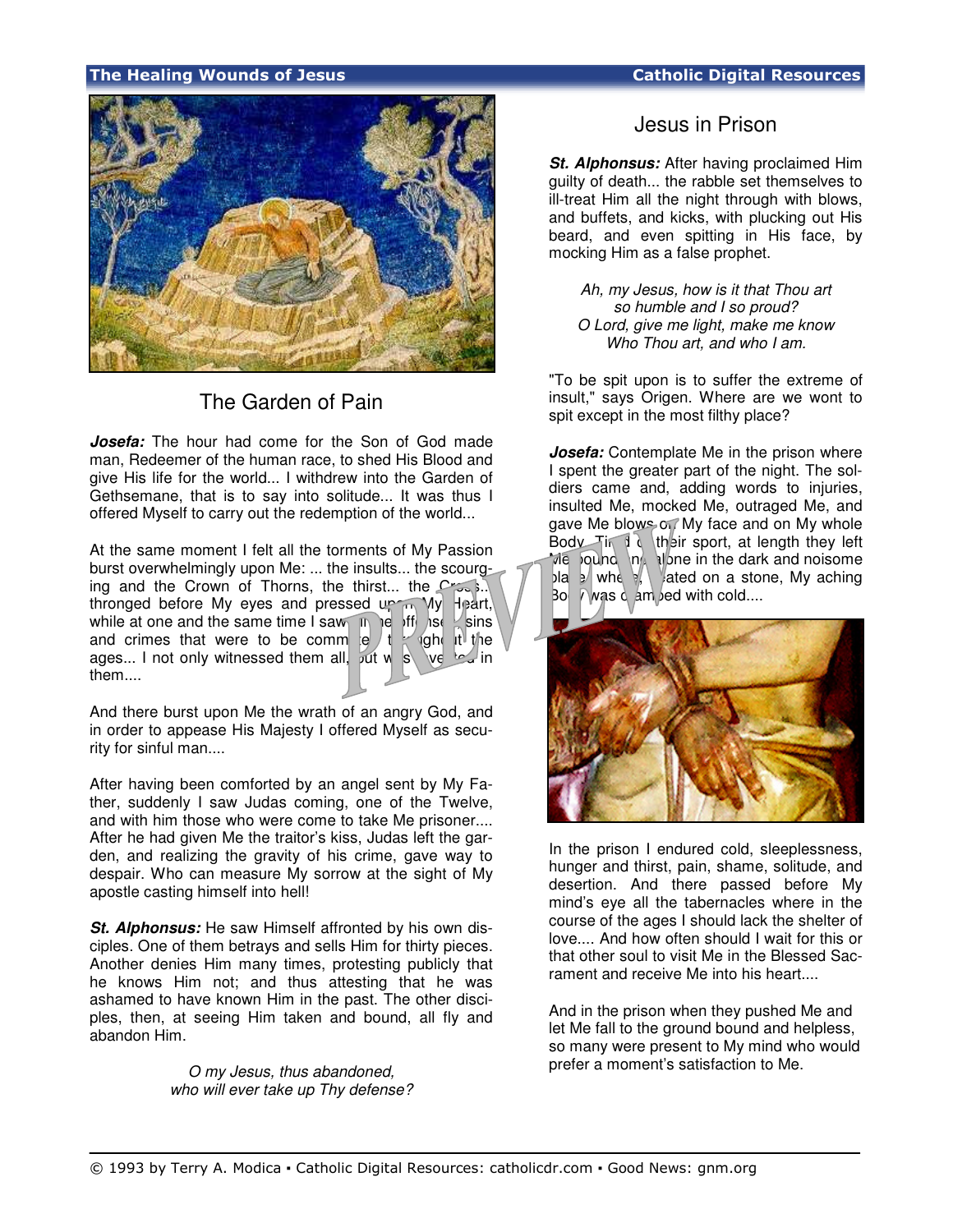## The Garden of Pain

***Josefa:*** The hour had come for the Son of God made man, Redeemer of the human race, to shed His Blood and give His life for the world... I withdrew into the Garden of Gethsemane, that is to say into solitude... It was thus I offered Myself to carry out the redemption of the world...

At the same moment I felt all the torments of My Passion burst overwhelmingly upon Me: ... the insults... the scourging and the Crown of Thorns, the thirst... the Cross... thronged before My eyes and pressed upon My Heart, while at one and the same time I saw all the offenses, sins and crimes that were to be committed throughout the ages... I not only witnessed them all, but was vested in them....

And there burst upon Me the wrath of an angry God, and in order to appease His Majesty I offered Myself as security for sinful man....

After having been comforted by an angel sent by My Father, suddenly I saw Judas coming, one of the Twelve, and with him those who were come to take Me prisoner.... After he had given Me the traitor's kiss, Judas left the garden, and realizing the gravity of his crime, gave way to despair. Who can measure My sorrow at the sight of My apostle casting himself into hell!

***St. Alphonsus:*** He saw Himself affronted by his own disciples. One of them betrays and sells Him for thirty pieces. Another denies Him many times, protesting publicly that he knows Him not; and thus attesting that he was ashamed to have known Him in the past. The other disciples, then, at seeing Him taken and bound, all fly and abandon Him.

*O my Jesus, thus abandoned,*
*who will ever take up Thy defense?*

## Jesus in Prison

***St. Alphonsus:*** After having proclaimed Him guilty of death... the rabble set themselves to ill-treat Him all the night through with blows, and buffets, and kicks, with plucking out His beard, and even spitting in His face, by mocking Him as a false prophet.

*Ah, my Jesus, how is it that Thou art*
*so humble and I so proud?*
*O Lord, give me light, make me know*
*Who Thou art, and who I am.*

"To be spit upon is to suffer the extreme of insult," says Origen. Where are we wont to spit except in the most filthy place?

***Josefa:*** Contemplate Me in the prison where I spent the greater part of the night. The soldiers came and, adding words to injuries, insulted Me, mocked Me, outraged Me, and gave Me blows on My face and on My whole Body. Tired of their sport, at length they left Me bound and alone in the dark and noisome place where, seated on a stone, My aching Body was cramped with cold....

In the prison I endured cold, sleeplessness, hunger and thirst, pain, shame, solitude, and desertion. And there passed before My mind's eye all the tabernacles where in the course of the ages I should lack the shelter of love.... And how often should I wait for this or that other soul to visit Me in the Blessed Sacrament and receive Me into his heart....

And in the prison when they pushed Me and let Me fall to the ground bound and helpless, so many were present to My mind who would prefer a moment's satisfaction to Me.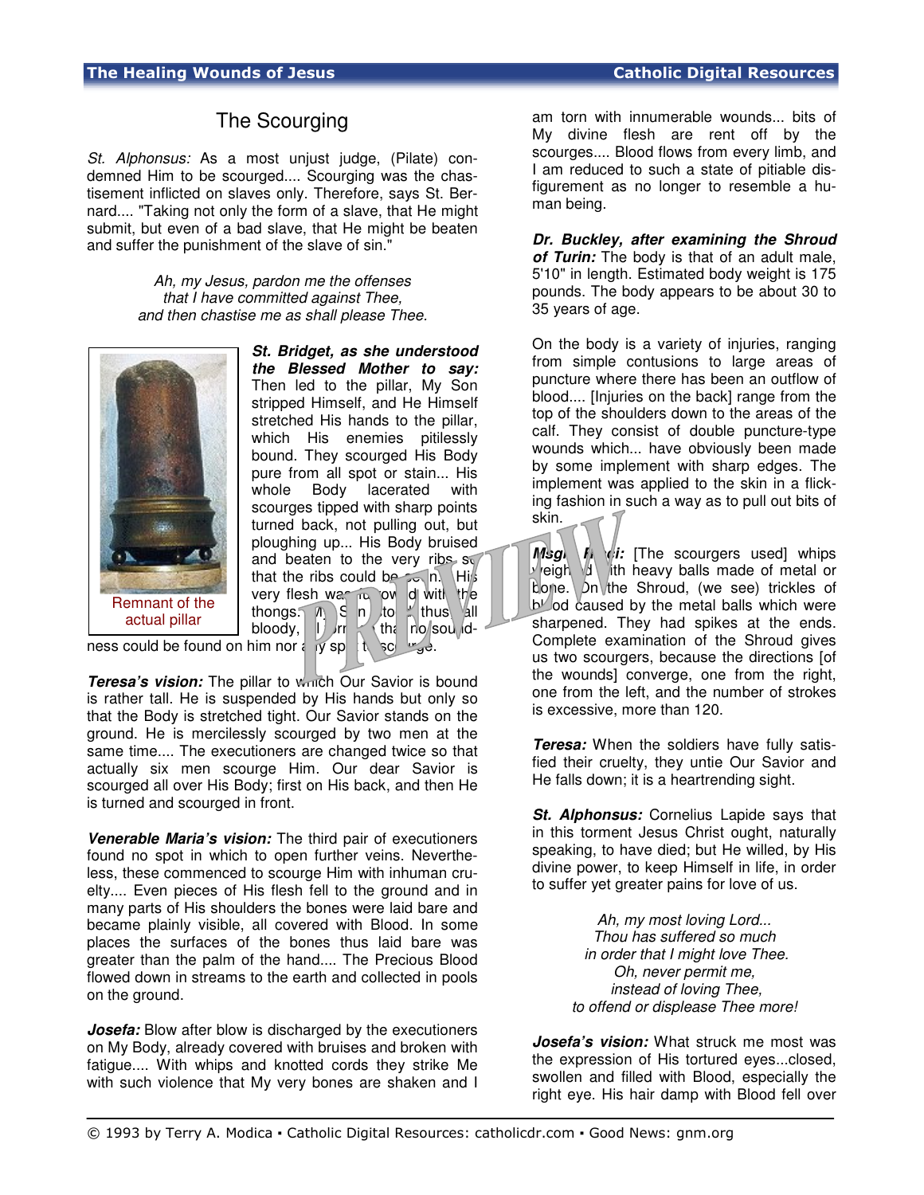## The Scourging

*St. Alphonsus:* As a most unjust judge, (Pilate) condemned Him to be scourged.... Scourging was the chastisement inflicted on slaves only. Therefore, says St. Bernard.... "Taking not only the form of a slave, that He might submit, but even of a bad slave, that He might be beaten and suffer the punishment of the slave of sin."

*Ah, my Jesus, pardon me the offenses*
*that I have committed against Thee,*
*and then chastise me as shall please Thee.*

Remnant of the actual pillar

***St. Bridget, as she understood the Blessed Mother to say:*** Then led to the pillar, My Son stripped Himself, and He Himself stretched His hands to the pillar, which His enemies pitilessly bound. They scourged His Body pure from all spot or stain... His whole Body lacerated with scourges tipped with sharp points turned back, not pulling out, but ploughing up... His Body bruised and beaten to the very ribs so that the ribs could be seen. His very flesh was furrowed with the thongs. My Son stood thus all bloody, all torn, that no soundness could be found on him nor any spot to scourge.

***Teresa's vision:*** The pillar to which Our Savior is bound is rather tall. He is suspended by His hands but only so that the Body is stretched tight. Our Savior stands on the ground. He is mercilessly scourged by two men at the same time.... The executioners are changed twice so that actually six men scourge Him. Our dear Savior is scourged all over His Body; first on His back, and then He is turned and scourged in front.

***Venerable Maria's vision:*** The third pair of executioners found no spot in which to open further veins. Nevertheless, these commenced to scourge Him with inhuman cruelty.... Even pieces of His flesh fell to the ground and in many parts of His shoulders the bones were laid bare and became plainly visible, all covered with Blood. In some places the surfaces of the bones thus laid bare was greater than the palm of the hand.... The Precious Blood flowed down in streams to the earth and collected in pools on the ground.

***Josefa:*** Blow after blow is discharged by the executioners on My Body, already covered with bruises and broken with fatigue.... With whips and knotted cords they strike Me with such violence that My very bones are shaken and I am torn with innumerable wounds... bits of My divine flesh are rent off by the scourges.... Blood flows from every limb, and I am reduced to such a state of pitiable disfigurement as no longer to resemble a human being.

***Dr. Buckley, after examining the Shroud of Turin:*** The body is that of an adult male, 5'10" in length. Estimated body weight is 175 pounds. The body appears to be about 30 to 35 years of age.

On the body is a variety of injuries, ranging from simple contusions to large areas of puncture where there has been an outflow of blood.... [Injuries on the back] range from the top of the shoulders down to the areas of the calf. They consist of double puncture-type wounds which... have obviously been made by some implement with sharp edges. The implement was applied to the skin in a flicking fashion in such a way as to pull out bits of skin.

***Msgr. Ricci:*** [The scourgers used] whips weighted with heavy balls made of metal or bone. On the Shroud, (we see) trickles of blood caused by the metal balls which were sharpened. They had spikes at the ends. Complete examination of the Shroud gives us two scourgers, because the directions [of the wounds] converge, one from the right, one from the left, and the number of strokes is excessive, more than 120.

***Teresa:*** When the soldiers have fully satisfied their cruelty, they untie Our Savior and He falls down; it is a heartrending sight.

***St. Alphonsus:*** Cornelius Lapide says that in this torment Jesus Christ ought, naturally speaking, to have died; but He willed, by His divine power, to keep Himself in life, in order to suffer yet greater pains for love of us.

*Ah, my most loving Lord...*
*Thou has suffered so much*
*in order that I might love Thee.*
*Oh, never permit me,*
*instead of loving Thee,*
*to offend or displease Thee more!*

***Josefa's vision:*** What struck me most was the expression of His tortured eyes...closed, swollen and filled with Blood, especially the right eye. His hair damp with Blood fell over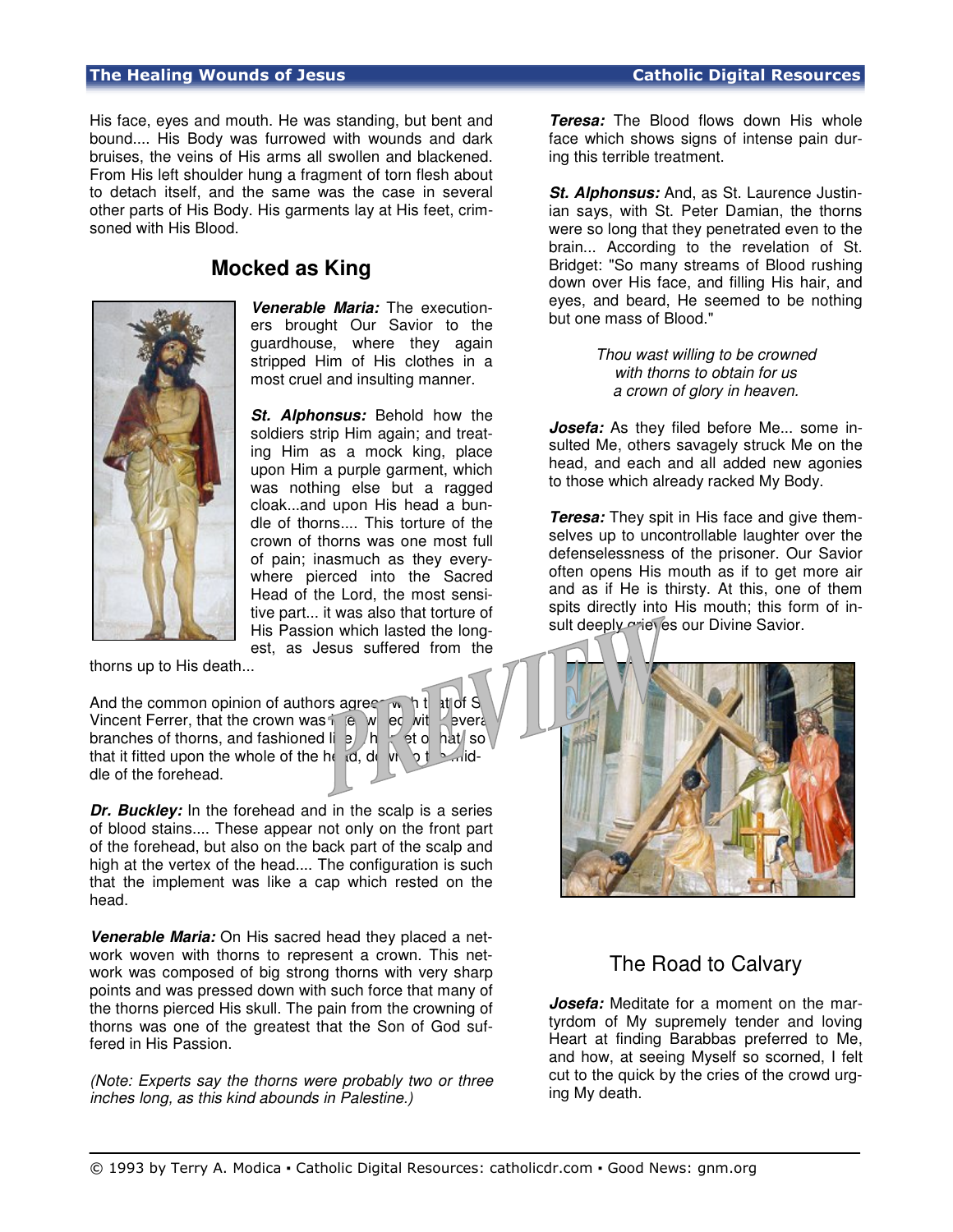His face, eyes and mouth. He was standing, but bent and bound.... His Body was furrowed with wounds and dark bruises, the veins of His arms all swollen and blackened. From His left shoulder hung a fragment of torn flesh about to detach itself, and the same was the case in several other parts of His Body. His garments lay at His feet, crimsoned with His Blood.

## Mocked as King

***Venerable Maria:*** The executioners brought Our Savior to the guardhouse, where they again stripped Him of His clothes in a most cruel and insulting manner.

***St. Alphonsus:*** Behold how the soldiers strip Him again; and treating Him as a mock king, place upon Him a purple garment, which was nothing else but a ragged cloak...and upon His head a bundle of thorns.... This torture of the crown of thorns was one most full of pain; inasmuch as they everywhere pierced into the Sacred Head of the Lord, the most sensitive part... it was also that torture of His Passion which lasted the longest, as Jesus suffered from the thorns up to His death...

And the common opinion of authors agrees with that of St. Vincent Ferrer, that the crown was interwoven with several branches of thorns, and fashioned like a helmet or hat, so that it fitted upon the whole of the head, down to the middle of the forehead.

***Dr. Buckley:*** In the forehead and in the scalp is a series of blood stains.... These appear not only on the front part of the forehead, but also on the back part of the scalp and high at the vertex of the head.... The configuration is such that the implement was like a cap which rested on the head.

***Venerable Maria:*** On His sacred head they placed a network woven with thorns to represent a crown. This network was composed of big strong thorns with very sharp points and was pressed down with such force that many of the thorns pierced His skull. The pain from the crowning of thorns was one of the greatest that the Son of God suffered in His Passion.

*(Note: Experts say the thorns were probably two or three inches long, as this kind abounds in Palestine.)*

***Teresa:*** The Blood flows down His whole face which shows signs of intense pain during this terrible treatment.

***St. Alphonsus:*** And, as St. Laurence Justinian says, with St. Peter Damian, the thorns were so long that they penetrated even to the brain... According to the revelation of St. Bridget: "So many streams of Blood rushing down over His face, and filling His hair, and eyes, and beard, He seemed to be nothing but one mass of Blood."

*Thou wast willing to be crowned*
*with thorns to obtain for us*
*a crown of glory in heaven.*

***Josefa:*** As they filed before Me... some insulted Me, others savagely struck Me on the head, and each and all added new agonies to those which already racked My Body.

***Teresa:*** They spit in His face and give themselves up to uncontrollable laughter over the defenselessness of the prisoner. Our Savior often opens His mouth as if to get more air and as if He is thirsty. At this, one of them spits directly into His mouth; this form of insult deeply grieves our Divine Savior.

## The Road to Calvary

***Josefa:*** Meditate for a moment on the martyrdom of My supremely tender and loving Heart at finding Barabbas preferred to Me, and how, at seeing Myself so scorned, I felt cut to the quick by the cries of the crowd urging My death.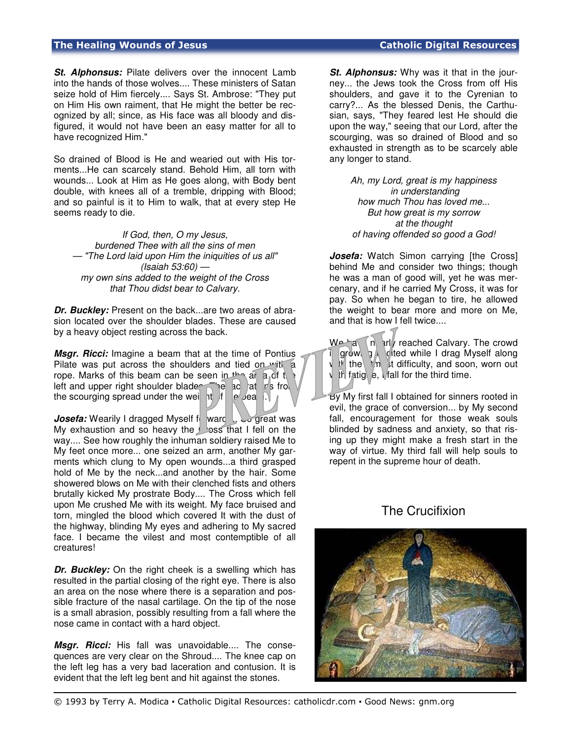**St. Alphonsus:** Pilate delivers over the innocent Lamb into the hands of those wolves.... These ministers of Satan seize hold of Him fiercely.... Says St. Ambrose: "They put on Him His own raiment, that He might the better be recognized by all; since, as His face was all bloody and disfigured, it would not have been an easy matter for all to have recognized Him."

So drained of Blood is He and wearied out with His torments...He can scarcely stand. Behold Him, all torn with wounds... Look at Him as He goes along, with Body bent double, with knees all of a tremble, dripping with Blood; and so painful is it to Him to walk, that at every step He seems ready to die.

*If God, then, O my Jesus,*
*burdened Thee with all the sins of men*
*— "The Lord laid upon Him the iniquities of us all"*
*(Isaiah 53:60) —*
*my own sins added to the weight of the Cross*
*that Thou didst bear to Calvary.*

**Dr. Buckley:** Present on the back...are two areas of abrasion located over the shoulder blades. These are caused by a heavy object resting across the back.

**Msgr. Ricci:** Imagine a beam that at the time of Pontius Pilate was put across the shoulders and tied on with a rope. Marks of this beam can be seen in the area of the left and upper right shoulder blades. The lacerations from the scourging spread under the weight of the beam.

**Josefa:** Wearily I dragged Myself forward, so great was My exhaustion and so heavy the Cross that I fell on the way.... See how roughly the inhuman soldiery raised Me to My feet once more... one seized an arm, another My garments which clung to My open wounds...a third grasped hold of Me by the neck...and another by the hair. Some showered blows on Me with their clenched fists and others brutally kicked My prostrate Body.... The Cross which fell upon Me crushed Me with its weight. My face bruised and torn, mingled the blood which covered It with the dust of the highway, blinding My eyes and adhering to My sacred face. I became the vilest and most contemptible of all creatures!

**Dr. Buckley:** On the right cheek is a swelling which has resulted in the partial closing of the right eye. There is also an area on the nose where there is a separation and possible fracture of the nasal cartilage. On the tip of the nose is a small abrasion, possibly resulting from a fall where the nose came in contact with a hard object.

**Msgr. Ricci:** His fall was unavoidable.... The consequences are very clear on the Shroud.... The knee cap on the left leg has a very bad laceration and contusion. It is evident that the left leg bent and hit against the stones.

**St. Alphonsus:** Why was it that in the journey... the Jews took the Cross from off His shoulders, and gave it to the Cyrenian to carry?... As the blessed Denis, the Carthusian, says, "They feared lest He should die upon the way," seeing that our Lord, after the scourging, was so drained of Blood and so exhausted in strength as to be scarcely able any longer to stand.

*Ah, my Lord, great is my happiness*
*in understanding*
*how much Thou has loved me...*
*But how great is my sorrow*
*at the thought*
*of having offended so good a God!*

**Josefa:** Watch Simon carrying [the Cross] behind Me and consider two things; though he was a man of good will, yet he was mercenary, and if he carried My Cross, it was for pay. So when he began to tire, he allowed the weight to bear more and more on Me, and that is how I fell twice....

We have nearly reached Calvary. The crowd is growing excited while I drag Myself along with the utmost difficulty, and soon, worn out with fatigue, I fall for the third time.

By My first fall I obtained for sinners rooted in evil, the grace of conversion... by My second fall, encouragement for those weak souls blinded by sadness and anxiety, so that rising up they might make a fresh start in the way of virtue. My third fall will help souls to repent in the supreme hour of death.

## The Crucifixion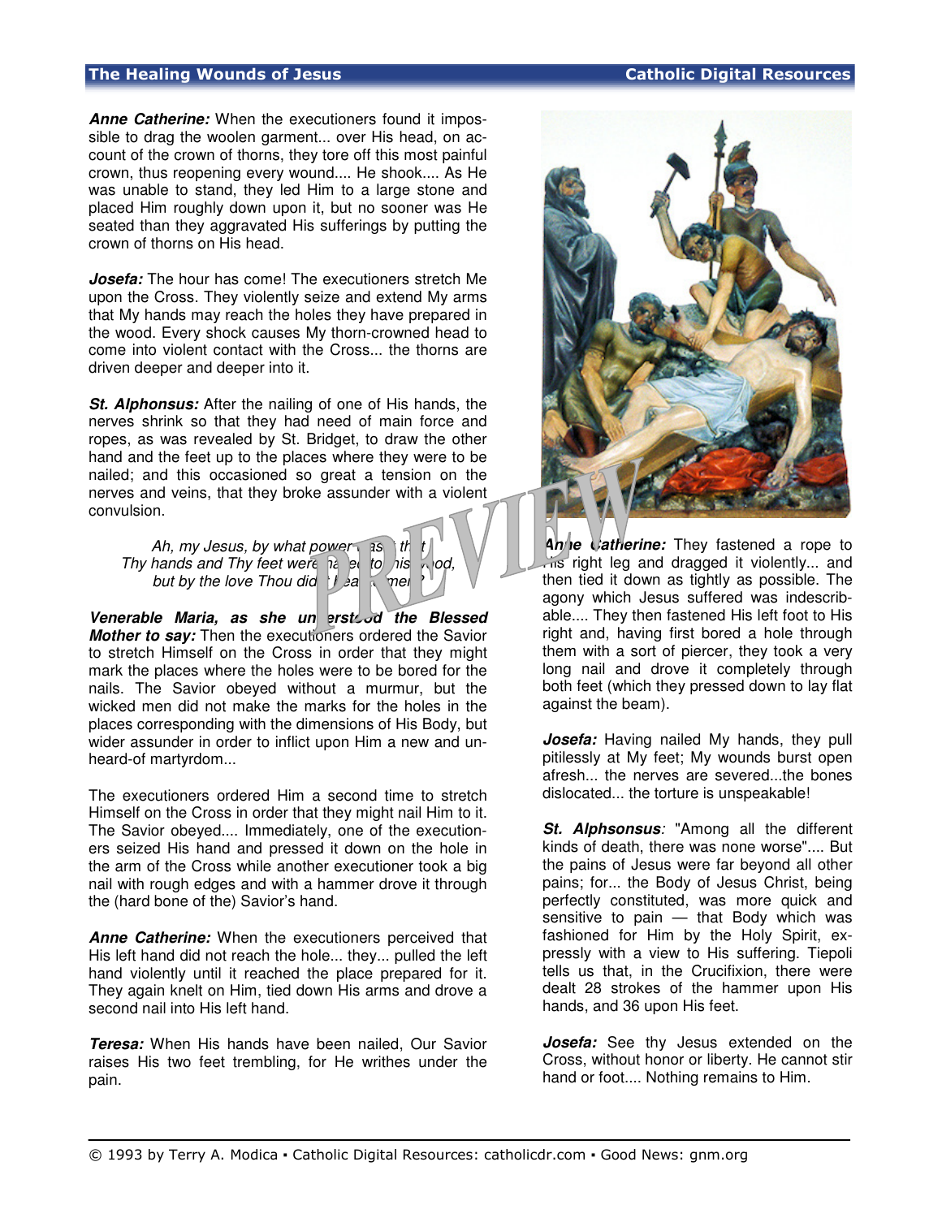**Anne Catherine:** When the executioners found it impossible to drag the woolen garment... over His head, on account of the crown of thorns, they tore off this most painful crown, thus reopening every wound.... He shook.... As He was unable to stand, they led Him to a large stone and placed Him roughly down upon it, but no sooner was He seated than they aggravated His sufferings by putting the crown of thorns on His head.

**Josefa:** The hour has come! The executioners stretch Me upon the Cross. They violently seize and extend My arms that My hands may reach the holes they have prepared in the wood. Every shock causes My thorn-crowned head to come into violent contact with the Cross... the thorns are driven deeper and deeper into it.

**St. Alphonsus:** After the nailing of one of His hands, the nerves shrink so that they had need of main force and ropes, as was revealed by St. Bridget, to draw the other hand and the feet up to the places where they were to be nailed; and this occasioned so great a tension on the nerves and veins, that they broke assunder with a violent convulsion.

> *Ah, my Jesus, by what power was it that*
> *Thy hands and Thy feet were nailed to this wood,*
> *but by the love Thou didst bear for men?*

**Venerable Maria, as she understood the Blessed Mother to say:** Then the executioners ordered the Savior to stretch Himself on the Cross in order that they might mark the places where the holes were to be bored for the nails. The Savior obeyed without a murmur, but the wicked men did not make the marks for the holes in the places corresponding with the dimensions of His Body, but wider assunder in order to inflict upon Him a new and unheard-of martyrdom...

The executioners ordered Him a second time to stretch Himself on the Cross in order that they might nail Him to it. The Savior obeyed.... Immediately, one of the executioners seized His hand and pressed it down on the hole in the arm of the Cross while another executioner took a big nail with rough edges and with a hammer drove it through the (hard bone of the) Savior's hand.

**Anne Catherine:** When the executioners perceived that His left hand did not reach the hole... they... pulled the left hand violently until it reached the place prepared for it. They again knelt on Him, tied down His arms and drove a second nail into His left hand.

**Teresa:** When His hands have been nailed, Our Savior raises His two feet trembling, for He writhes under the pain.

**Anne Catherine:** They fastened a rope to His right leg and dragged it violently... and then tied it down as tightly as possible. The agony which Jesus suffered was indescribable.... They then fastened His left foot to His right and, having first bored a hole through them with a sort of piercer, they took a very long nail and drove it completely through both feet (which they pressed down to lay flat against the beam).

**Josefa:** Having nailed My hands, they pull pitilessly at My feet; My wounds burst open afresh... the nerves are severed...the bones dislocated... the torture is unspeakable!

***St. Alphsonsus**:* "Among all the different kinds of death, there was none worse".... But the pains of Jesus were far beyond all other pains; for... the Body of Jesus Christ, being perfectly constituted, was more quick and sensitive to pain — that Body which was fashioned for Him by the Holy Spirit, expressly with a view to His suffering. Tiepoli tells us that, in the Crucifixion, there were dealt 28 strokes of the hammer upon His hands, and 36 upon His feet.

**Josefa:** See thy Jesus extended on the Cross, without honor or liberty. He cannot stir hand or foot.... Nothing remains to Him.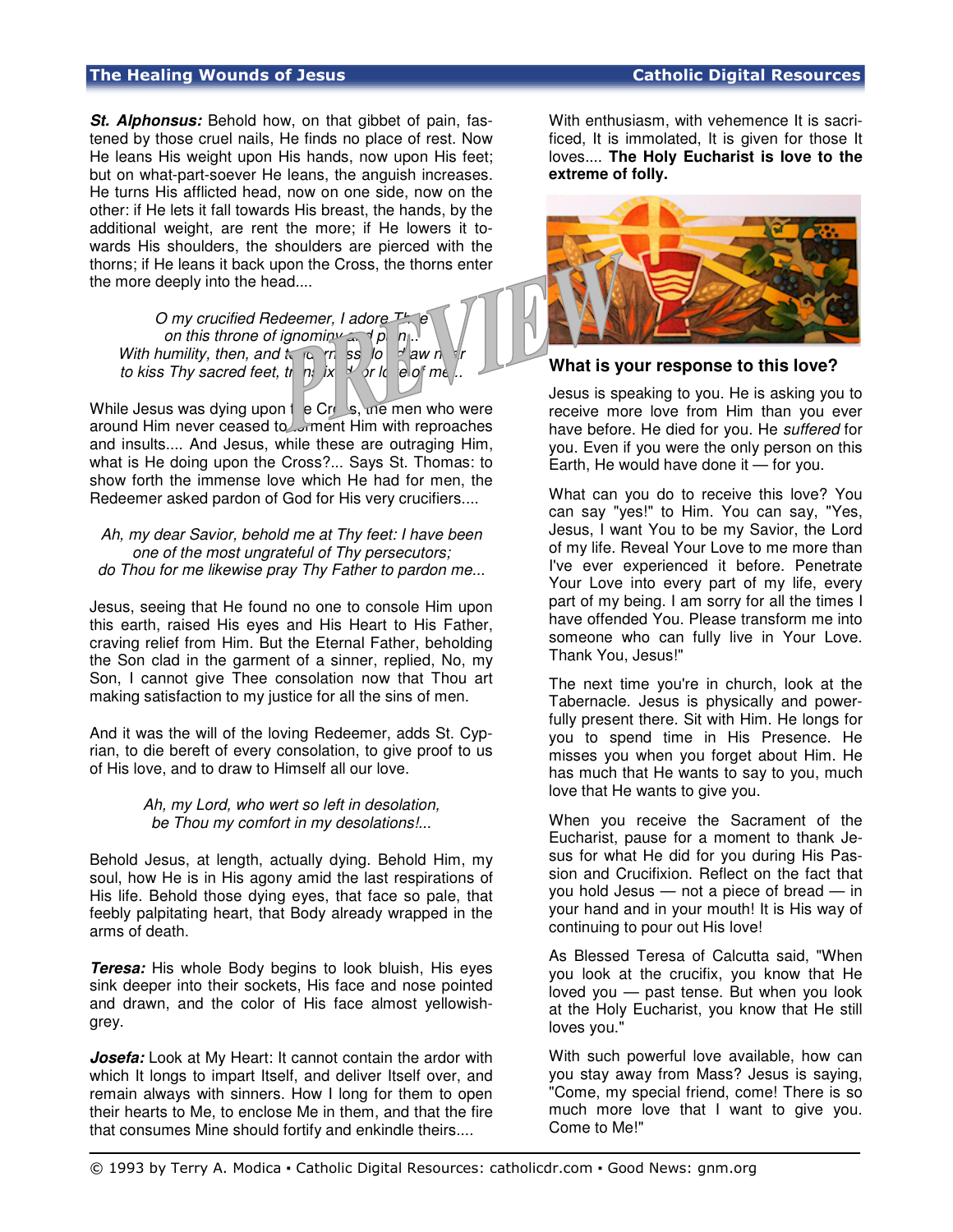***St. Alphonsus:*** Behold how, on that gibbet of pain, fastened by those cruel nails, He finds no place of rest. Now He leans His weight upon His hands, now upon His feet; but on what-part-soever He leans, the anguish increases. He turns His afflicted head, now on one side, now on the other: if He lets it fall towards His breast, the hands, by the additional weight, are rent the more; if He lowers it towards His shoulders, the shoulders are pierced with the thorns; if He leans it back upon the Cross, the thorns enter the more deeply into the head....

*O my crucified Redeemer, I adore Thee*
*on this throne of ignominy and pain...*
*With humility, then, and tenderness do I draw near*
*to kiss Thy sacred feet, transfixed for love of me...*

While Jesus was dying upon the Cross, the men who were around Him never ceased to torment Him with reproaches and insults.... And Jesus, while these are outraging Him, what is He doing upon the Cross?... Says St. Thomas: to show forth the immense love which He had for men, the Redeemer asked pardon of God for His very crucifiers....

*Ah, my dear Savior, behold me at Thy feet: I have been*
*one of the most ungrateful of Thy persecutors;*
*do Thou for me likewise pray Thy Father to pardon me...*

Jesus, seeing that He found no one to console Him upon this earth, raised His eyes and His Heart to His Father, craving relief from Him. But the Eternal Father, beholding the Son clad in the garment of a sinner, replied, No, my Son, I cannot give Thee consolation now that Thou art making satisfaction to my justice for all the sins of men.

And it was the will of the loving Redeemer, adds St. Cyprian, to die bereft of every consolation, to give proof to us of His love, and to draw to Himself all our love.

*Ah, my Lord, who wert so left in desolation,*
*be Thou my comfort in my desolations!...*

Behold Jesus, at length, actually dying. Behold Him, my soul, how He is in His agony amid the last respirations of His life. Behold those dying eyes, that face so pale, that feebly palpitating heart, that Body already wrapped in the arms of death.

***Teresa:*** His whole Body begins to look bluish, His eyes sink deeper into their sockets, His face and nose pointed and drawn, and the color of His face almost yellowish-grey.

***Josefa:*** Look at My Heart: It cannot contain the ardor with which It longs to impart Itself, and deliver Itself over, and remain always with sinners. How I long for them to open their hearts to Me, to enclose Me in them, and that the fire that consumes Mine should fortify and enkindle theirs....

With enthusiasm, with vehemence It is sacrificed, It is immolated, It is given for those It loves.... **The Holy Eucharist is love to the extreme of folly.**

## What is your response to this love?

Jesus is speaking to you. He is asking you to receive more love from Him than you ever have before. He died for you. He *suffered* for you. Even if you were the only person on this Earth, He would have done it — for you.

What can you do to receive this love? You can say "yes!" to Him. You can say, "Yes, Jesus, I want You to be my Savior, the Lord of my life. Reveal Your Love to me more than I've ever experienced it before. Penetrate Your Love into every part of my life, every part of my being. I am sorry for all the times I have offended You. Please transform me into someone who can fully live in Your Love. Thank You, Jesus!"

The next time you're in church, look at the Tabernacle. Jesus is physically and powerfully present there. Sit with Him. He longs for you to spend time in His Presence. He misses you when you forget about Him. He has much that He wants to say to you, much love that He wants to give you.

When you receive the Sacrament of the Eucharist, pause for a moment to thank Jesus for what He did for you during His Passion and Crucifixion. Reflect on the fact that you hold Jesus — not a piece of bread — in your hand and in your mouth! It is His way of continuing to pour out His love!

As Blessed Teresa of Calcutta said, "When you look at the crucifix, you know that He loved you — past tense. But when you look at the Holy Eucharist, you know that He still loves you."

With such powerful love available, how can you stay away from Mass? Jesus is saying, "Come, my special friend, come! There is so much more love that I want to give you. Come to Me!"

© 1993 by Terry A. Modica • Catholic Digital Resources: catholicdr.com • Good News: gnm.org